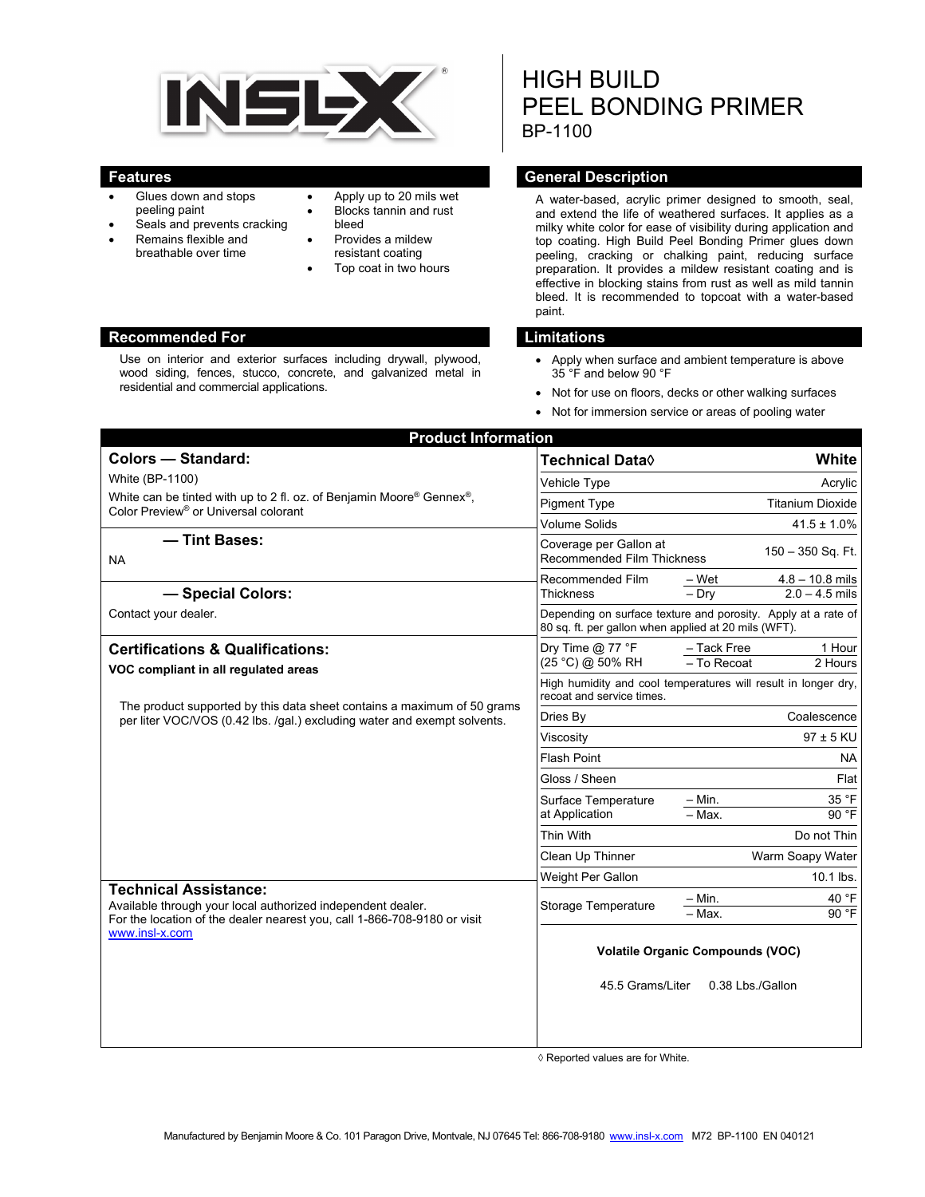INSL-X®

# HIGH BUILD PEEL BONDING PRIMER

BP-1100

## Features

- Glues down and stops peeling paint
- Seals and prevents cracking
- Remains flexible and breathable over time
- Apply up to 20 mils wet
- Blocks tannin and rust bleed
- Provides a mildew resistant coating
- Top coat in two hours

## General Description

A water-based, acrylic primer designed to smooth, seal, and extend the life of weathered surfaces. It applies as a milky white color for ease of visibility during application and top coating. High Build Peel Bonding Primer glues down peeling, cracking or chalking paint, reducing surface preparation. It provides a mildew resistant coating and is effective in blocking stains from rust as well as mild tannin bleed. It is recommended to topcoat with a water-based paint.

## Recommended For

Use on interior and exterior surfaces including drywall, plywood, wood siding, fences, stucco, concrete, and galvanized metal in residential and commercial applications.

## Limitations

- Apply when surface and ambient temperature is above 35 °F and below 90 °F
- Not for use on floors, decks or other walking surfaces
- Not for immersion service or areas of pooling water

## Product Information

### Colors — Standard:

White (BP-1100)

White can be tinted with up to 2 fl. oz. of Benjamin Moore® Gennex®, Color Preview® or Universal colorant

### — Tint Bases:

NA

### — Special Colors:

Contact your dealer.

### Certifications & Qualifications:

**VOC compliant in all regulated areas**

The product supported by this data sheet contains a maximum of 50 grams per liter VOC/VOS (0.42 lbs. /gal.) excluding water and exempt solvents.

### Technical Assistance:

Available through your local authorized independent dealer. For the location of the dealer nearest you, call 1-866-708-9180 or visit www.insl-x.com

| Technical Data◊ | | White |
|---|---|---|
| Vehicle Type | | Acrylic |
| Pigment Type | | Titanium Dioxide |
| Volume Solids | | 41.5 ± 1.0% |
| Coverage per Gallon at Recommended Film Thickness | | 150 – 350 Sq. Ft. |
| Recommended Film Thickness | – Wet | 4.8 – 10.8 mils |
| | – Dry | 2.0 – 4.5 mils |
| Depending on surface texture and porosity. Apply at a rate of 80 sq. ft. per gallon when applied at 20 mils (WFT). | | |
| Dry Time @ 77 °F (25 °C) @ 50% RH | – Tack Free | 1 Hour |
| | – To Recoat | 2 Hours |
| High humidity and cool temperatures will result in longer dry, recoat and service times. | | |
| Dries By | | Coalescence |
| Viscosity | | 97 ± 5 KU |
| Flash Point | | NA |
| Gloss / Sheen | | Flat |
| Surface Temperature at Application | – Min. | 35 °F |
| | – Max. | 90 °F |
| Thin With | | Do not Thin |
| Clean Up Thinner | | Warm Soapy Water |
| Weight Per Gallon | | 10.1 lbs. |
| Storage Temperature | – Min. | 40 °F |
| | – Max. | 90 °F |

**Volatile Organic Compounds (VOC)**

45.5 Grams/Liter 0.38 Lbs./Gallon

◊ Reported values are for White.

Manufactured by Benjamin Moore & Co. 101 Paragon Drive, Montvale, NJ 07645 Tel: 866-708-9180 www.insl-x.com M72 BP-1100 EN 040121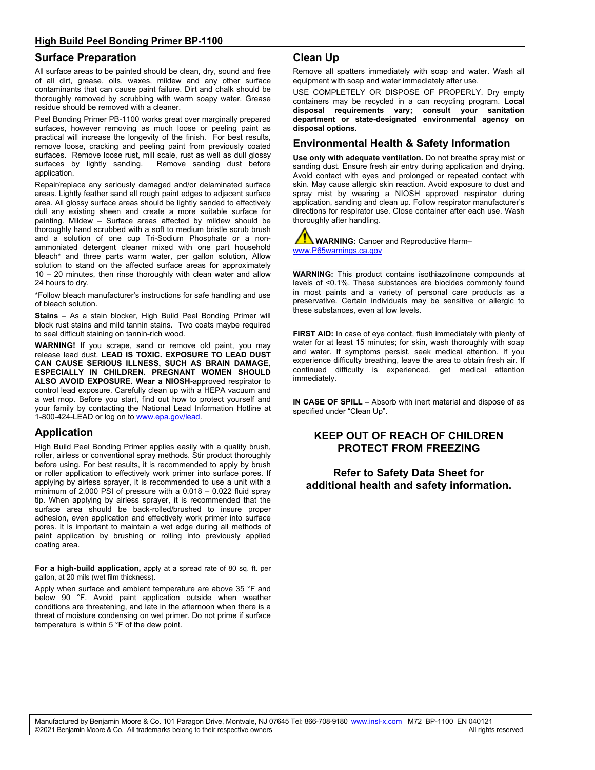## High Build Peel Bonding Primer BP-1100

## Surface Preparation

All surface areas to be painted should be clean, dry, sound and free of all dirt, grease, oils, waxes, mildew and any other surface contaminants that can cause paint failure. Dirt and chalk should be thoroughly removed by scrubbing with warm soapy water. Grease residue should be removed with a cleaner.

Peel Bonding Primer PB-1100 works great over marginally prepared surfaces, however removing as much loose or peeling paint as practical will increase the longevity of the finish. For best results, remove loose, cracking and peeling paint from previously coated surfaces. Remove loose rust, mill scale, rust as well as dull glossy surfaces by lightly sanding. Remove sanding dust before application.

Repair/replace any seriously damaged and/or delaminated surface areas. Lightly feather sand all rough paint edges to adjacent surface area. All glossy surface areas should be lightly sanded to effectively dull any existing sheen and create a more suitable surface for painting. Mildew – Surface areas affected by mildew should be thoroughly hand scrubbed with a soft to medium bristle scrub brush and a solution of one cup Tri-Sodium Phosphate or a non-ammoniated detergent cleaner mixed with one part household bleach* and three parts warm water, per gallon solution, Allow solution to stand on the affected surface areas for approximately 10 – 20 minutes, then rinse thoroughly with clean water and allow 24 hours to dry.

*Follow bleach manufacturer's instructions for safe handling and use of bleach solution.

**Stains** – As a stain blocker, High Build Peel Bonding Primer will block rust stains and mild tannin stains. Two coats maybe required to seal difficult staining on tannin-rich wood.

**WARNING!** If you scrape, sand or remove old paint, you may release lead dust. **LEAD IS TOXIC. EXPOSURE TO LEAD DUST CAN CAUSE SERIOUS ILLNESS, SUCH AS BRAIN DAMAGE, ESPECIALLY IN CHILDREN. PREGNANT WOMEN SHOULD ALSO AVOID EXPOSURE. Wear a NIOSH-**approved respirator to control lead exposure. Carefully clean up with a HEPA vacuum and a wet mop. Before you start, find out how to protect yourself and your family by contacting the National Lead Information Hotline at 1-800-424-LEAD or log on to www.epa.gov/lead.

## Application

High Build Peel Bonding Primer applies easily with a quality brush, roller, airless or conventional spray methods. Stir product thoroughly before using. For best results, it is recommended to apply by brush or roller application to effectively work primer into surface pores. If applying by airless sprayer, it is recommended to use a unit with a minimum of 2,000 PSI of pressure with a 0.018 – 0.022 fluid spray tip. When applying by airless sprayer, it is recommended that the surface area should be back-rolled/brushed to insure proper adhesion, even application and effectively work primer into surface pores. It is important to maintain a wet edge during all methods of paint application by brushing or rolling into previously applied coating area.

**For a high-build application,** apply at a spread rate of 80 sq. ft. per gallon, at 20 mils (wet film thickness).

Apply when surface and ambient temperature are above 35 °F and below 90 °F. Avoid paint application outside when weather conditions are threatening, and late in the afternoon when there is a threat of moisture condensing on wet primer. Do not prime if surface temperature is within 5 °F of the dew point.

## Clean Up

Remove all spatters immediately with soap and water. Wash all equipment with soap and water immediately after use.

USE COMPLETELY OR DISPOSE OF PROPERLY. Dry empty containers may be recycled in a can recycling program. **Local disposal requirements vary; consult your sanitation department or state-designated environmental agency on disposal options.**

## Environmental Health & Safety Information

**Use only with adequate ventilation.** Do not breathe spray mist or sanding dust. Ensure fresh air entry during application and drying. Avoid contact with eyes and prolonged or repeated contact with skin. May cause allergic skin reaction. Avoid exposure to dust and spray mist by wearing a NIOSH approved respirator during application, sanding and clean up. Follow respirator manufacturer's directions for respirator use. Close container after each use. Wash thoroughly after handling.

**WARNING:** Cancer and Reproductive Harm– www.P65warnings.ca.gov

**WARNING:** This product contains isothiazolinone compounds at levels of <0.1%. These substances are biocides commonly found in most paints and a variety of personal care products as a preservative. Certain individuals may be sensitive or allergic to these substances, even at low levels.

**FIRST AID:** In case of eye contact, flush immediately with plenty of water for at least 15 minutes; for skin, wash thoroughly with soap and water. If symptoms persist, seek medical attention. If you experience difficulty breathing, leave the area to obtain fresh air. If continued difficulty is experienced, get medical attention immediately.

**IN CASE OF SPILL** – Absorb with inert material and dispose of as specified under "Clean Up".

**KEEP OUT OF REACH OF CHILDREN**
**PROTECT FROM FREEZING**

**Refer to Safety Data Sheet for additional health and safety information.**

Manufactured by Benjamin Moore & Co. 101 Paragon Drive, Montvale, NJ 07645 Tel: 866-708-9180 www.insl-x.com M72 BP-1100 EN 040121
©2021 Benjamin Moore & Co. All trademarks belong to their respective owners All rights reserved